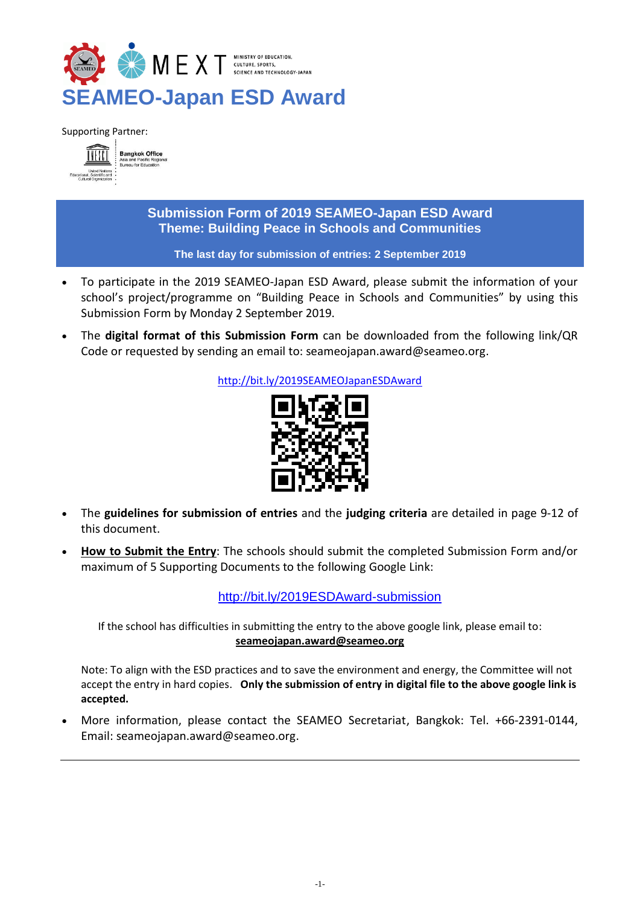MEXT MINISTRY OF EDUCATION, CULTURE, SPORTS, SCIENCE AND TECHNOLOGY-JAPAN

# SEAMEO-Japan ESD Award

Supporting Partner:

UNESCO Bangkok Office, Asia and Pacific Regional Bureau for Education

## Submission Form of 2019 SEAMEO-Japan ESD Award
## Theme: Building Peace in Schools and Communities

**The last day for submission of entries: 2 September 2019**

- To participate in the 2019 SEAMEO-Japan ESD Award, please submit the information of your school's project/programme on "Building Peace in Schools and Communities" by using this Submission Form by Monday 2 September 2019.
- The **digital format of this Submission Form** can be downloaded from the following link/QR Code or requested by sending an email to: seameojapan.award@seameo.org.

http://bit.ly/2019SEAMEOJapanESDAward

- The **guidelines for submission of entries** and the **judging criteria** are detailed in page 9-12 of this document.
- **How to Submit the Entry**: The schools should submit the completed Submission Form and/or maximum of 5 Supporting Documents to the following Google Link:

http://bit.ly/2019ESDAward-submission

If the school has difficulties in submitting the entry to the above google link, please email to: **seameojapan.award@seameo.org**

Note: To align with the ESD practices and to save the environment and energy, the Committee will not accept the entry in hard copies. **Only the submission of entry in digital file to the above google link is accepted.**

- More information, please contact the SEAMEO Secretariat, Bangkok: Tel. +66-2391-0144, Email: seameojapan.award@seameo.org.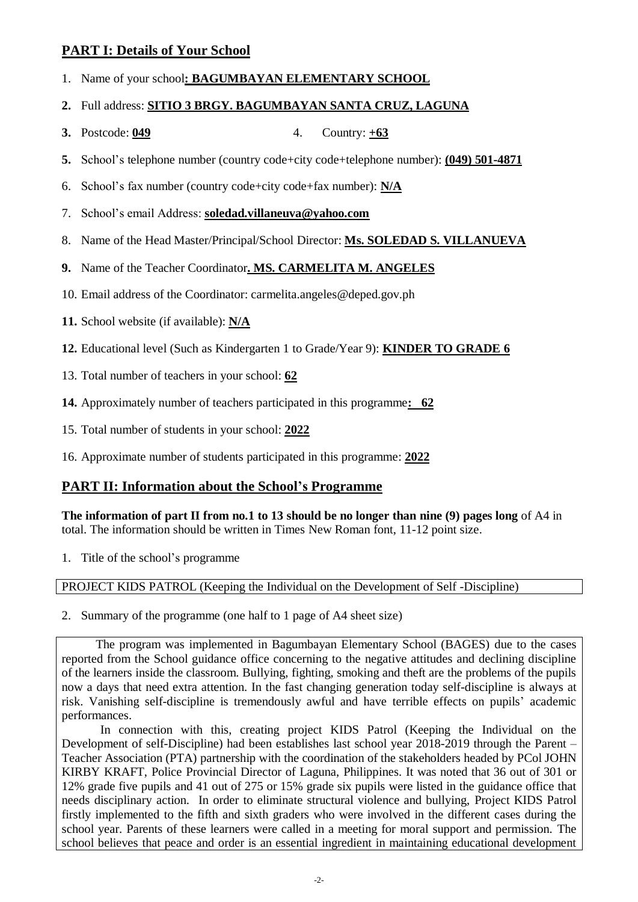## PART I: Details of Your School

1. Name of your school**: BAGUMBAYAN ELEMENTARY SCHOOL**
2. Full address: **SITIO 3 BRGY. BAGUMBAYAN SANTA CRUZ, LAGUNA**
3. Postcode: **049** 4. Country: **+63**
5. School's telephone number (country code+city code+telephone number): **(049) 501-4871**
6. School's fax number (country code+city code+fax number): **N/A**
7. School's email Address: **soledad.villaneuva@yahoo.com**
8. Name of the Head Master/Principal/School Director: **Ms. SOLEDAD S. VILLANUEVA**
9. Name of the Teacher Coordinator**. MS. CARMELITA M. ANGELES**
10. Email address of the Coordinator: carmelita.angeles@deped.gov.ph
11. School website (if available): **N/A**
12. Educational level (Such as Kindergarten 1 to Grade/Year 9): **KINDER TO GRADE 6**
13. Total number of teachers in your school: **62**
14. Approximately number of teachers participated in this programme**: 62**
15. Total number of students in your school: **2022**
16. Approximate number of students participated in this programme: **2022**

## PART II: Information about the School's Programme

**The information of part II from no.1 to 13 should be no longer than nine (9) pages long** of A4 in total. The information should be written in Times New Roman font, 11-12 point size.

1. Title of the school's programme

PROJECT KIDS PATROL (Keeping the Individual on the Development of Self -Discipline)

2. Summary of the programme (one half to 1 page of A4 sheet size)

The program was implemented in Bagumbayan Elementary School (BAGES) due to the cases reported from the School guidance office concerning to the negative attitudes and declining discipline of the learners inside the classroom. Bullying, fighting, smoking and theft are the problems of the pupils now a days that need extra attention. In the fast changing generation today self-discipline is always at risk. Vanishing self-discipline is tremendously awful and have terrible effects on pupils' academic performances.

In connection with this, creating project KIDS Patrol (Keeping the Individual on the Development of self-Discipline) had been establishes last school year 2018-2019 through the Parent – Teacher Association (PTA) partnership with the coordination of the stakeholders headed by PCol JOHN KIRBY KRAFT, Police Provincial Director of Laguna, Philippines. It was noted that 36 out of 301 or 12% grade five pupils and 41 out of 275 or 15% grade six pupils were listed in the guidance office that needs disciplinary action. In order to eliminate structural violence and bullying, Project KIDS Patrol firstly implemented to the fifth and sixth graders who were involved in the different cases during the school year. Parents of these learners were called in a meeting for moral support and permission. The school believes that peace and order is an essential ingredient in maintaining educational development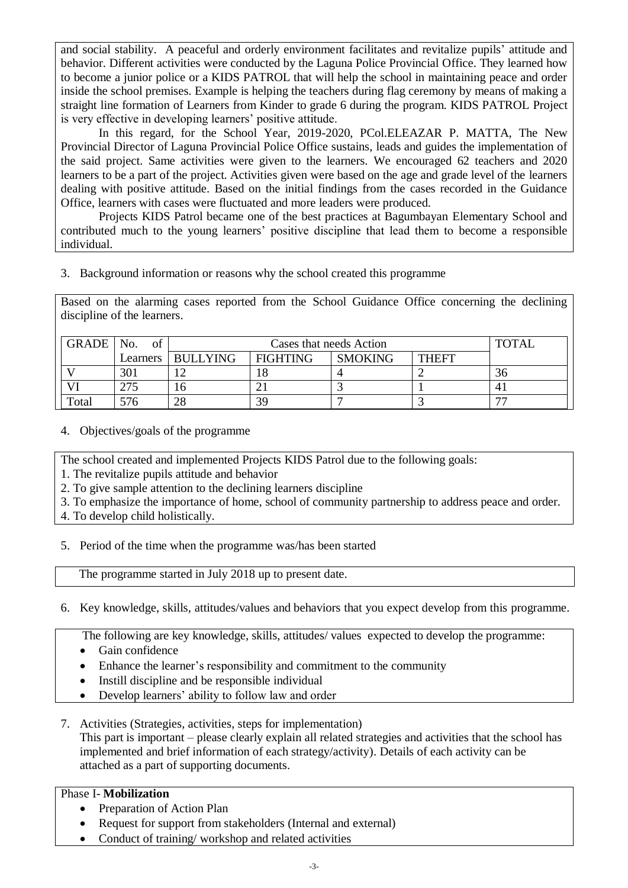and social stability. A peaceful and orderly environment facilitates and revitalize pupils' attitude and behavior. Different activities were conducted by the Laguna Police Provincial Office. They learned how to become a junior police or a KIDS PATROL that will help the school in maintaining peace and order inside the school premises. Example is helping the teachers during flag ceremony by means of making a straight line formation of Learners from Kinder to grade 6 during the program. KIDS PATROL Project is very effective in developing learners' positive attitude.

In this regard, for the School Year, 2019-2020, PCol.ELEAZAR P. MATTA, The New Provincial Director of Laguna Provincial Police Office sustains, leads and guides the implementation of the said project. Same activities were given to the learners. We encouraged 62 teachers and 2020 learners to be a part of the project. Activities given were based on the age and grade level of the learners dealing with positive attitude. Based on the initial findings from the cases recorded in the Guidance Office, learners with cases were fluctuated and more leaders were produced.

Projects KIDS Patrol became one of the best practices at Bagumbayan Elementary School and contributed much to the young learners' positive discipline that lead them to become a responsible individual.

3. Background information or reasons why the school created this programme

Based on the alarming cases reported from the School Guidance Office concerning the declining discipline of the learners.

| GRADE | No. of Learners | Cases that needs Action | | | | TOTAL |
|---|---|---|---|---|---|---|
| | | BULLYING | FIGHTING | SMOKING | THEFT | |
| V | 301 | 12 | 18 | 4 | 2 | 36 |
| VI | 275 | 16 | 21 | 3 | 1 | 41 |
| Total | 576 | 28 | 39 | 7 | 3 | 77 |

4. Objectives/goals of the programme

The school created and implemented Projects KIDS Patrol due to the following goals:

1. The revitalize pupils attitude and behavior
2. To give sample attention to the declining learners discipline
3. To emphasize the importance of home, school of community partnership to address peace and order.
4. To develop child holistically.

5. Period of the time when the programme was/has been started

The programme started in July 2018 up to present date.

6. Key knowledge, skills, attitudes/values and behaviors that you expect develop from this programme.

The following are key knowledge, skills, attitudes/ values expected to develop the programme:

- Gain confidence
- Enhance the learner's responsibility and commitment to the community
- Instill discipline and be responsible individual
- Develop learners' ability to follow law and order

7. Activities (Strategies, activities, steps for implementation)
This part is important – please clearly explain all related strategies and activities that the school has implemented and brief information of each strategy/activity). Details of each activity can be attached as a part of supporting documents.

Phase I- **Mobilization**

- Preparation of Action Plan
- Request for support from stakeholders (Internal and external)
- Conduct of training/ workshop and related activities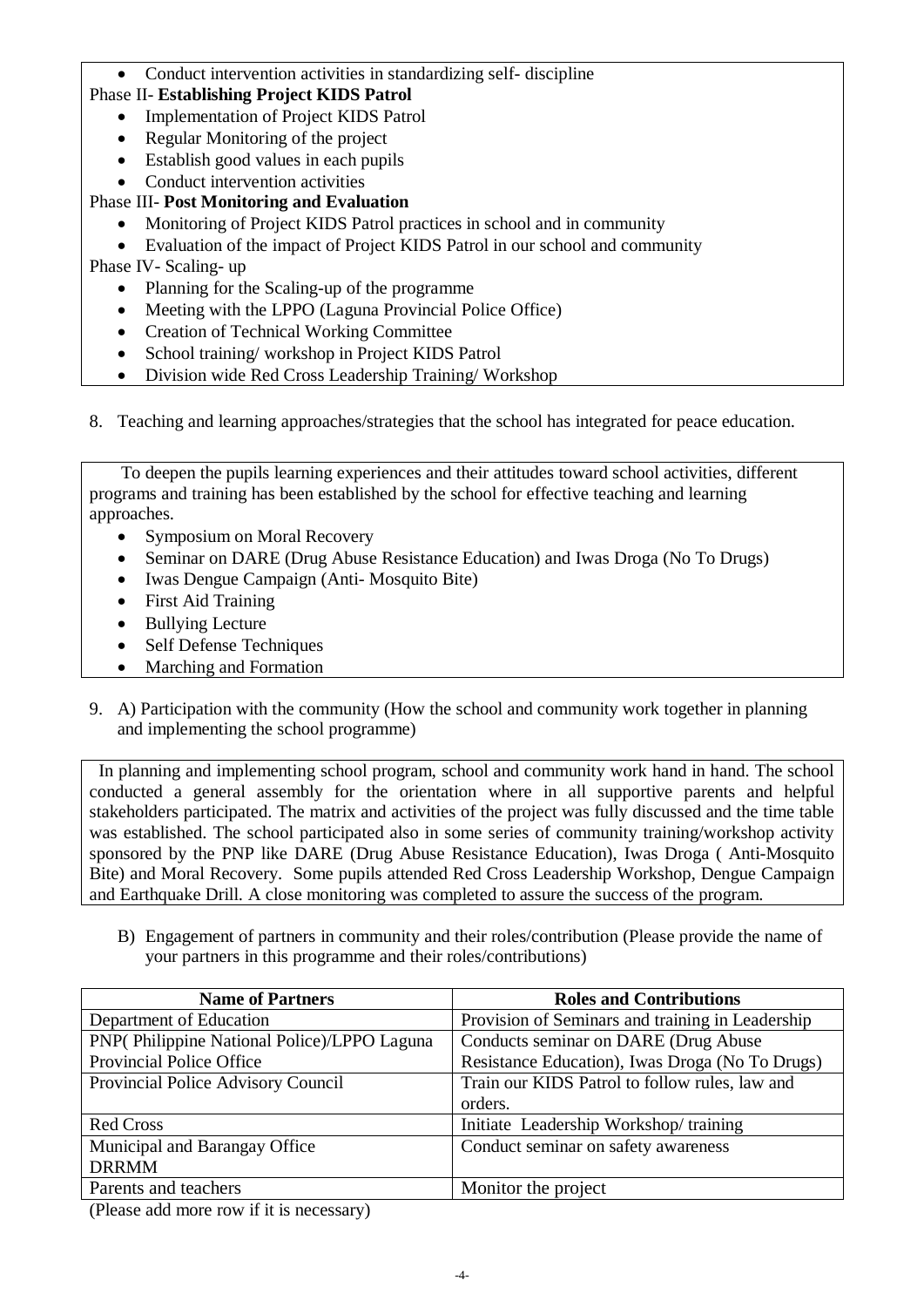- Conduct intervention activities in standardizing self- discipline

Phase II- **Establishing Project KIDS Patrol**

- Implementation of Project KIDS Patrol
- Regular Monitoring of the project
- Establish good values in each pupils
- Conduct intervention activities

Phase III- **Post Monitoring and Evaluation**

- Monitoring of Project KIDS Patrol practices in school and in community
- Evaluation of the impact of Project KIDS Patrol in our school and community

Phase IV- Scaling- up

- Planning for the Scaling-up of the programme
- Meeting with the LPPO (Laguna Provincial Police Office)
- Creation of Technical Working Committee
- School training/ workshop in Project KIDS Patrol
- Division wide Red Cross Leadership Training/ Workshop

8. Teaching and learning approaches/strategies that the school has integrated for peace education.

To deepen the pupils learning experiences and their attitudes toward school activities, different programs and training has been established by the school for effective teaching and learning approaches.

- Symposium on Moral Recovery
- Seminar on DARE (Drug Abuse Resistance Education) and Iwas Droga (No To Drugs)
- Iwas Dengue Campaign (Anti- Mosquito Bite)
- First Aid Training
- Bullying Lecture
- Self Defense Techniques
- Marching and Formation

9. A) Participation with the community (How the school and community work together in planning and implementing the school programme)

In planning and implementing school program, school and community work hand in hand. The school conducted a general assembly for the orientation where in all supportive parents and helpful stakeholders participated. The matrix and activities of the project was fully discussed and the time table was established. The school participated also in some series of community training/workshop activity sponsored by the PNP like DARE (Drug Abuse Resistance Education), Iwas Droga ( Anti-Mosquito Bite) and Moral Recovery. Some pupils attended Red Cross Leadership Workshop, Dengue Campaign and Earthquake Drill. A close monitoring was completed to assure the success of the program.

B) Engagement of partners in community and their roles/contribution (Please provide the name of your partners in this programme and their roles/contributions)

| Name of Partners | Roles and Contributions |
|---|---|
| Department of Education | Provision of Seminars and training in Leadership |
| PNP( Philippine National Police)/LPPO Laguna Provincial Police Office | Conducts seminar on DARE (Drug Abuse Resistance Education), Iwas Droga (No To Drugs) |
| Provincial Police Advisory Council | Train our KIDS Patrol to follow rules, law and orders. |
| Red Cross | Initiate Leadership Workshop/ training |
| Municipal and Barangay Office DRRMM | Conduct seminar on safety awareness |
| Parents and teachers | Monitor the project |

(Please add more row if it is necessary)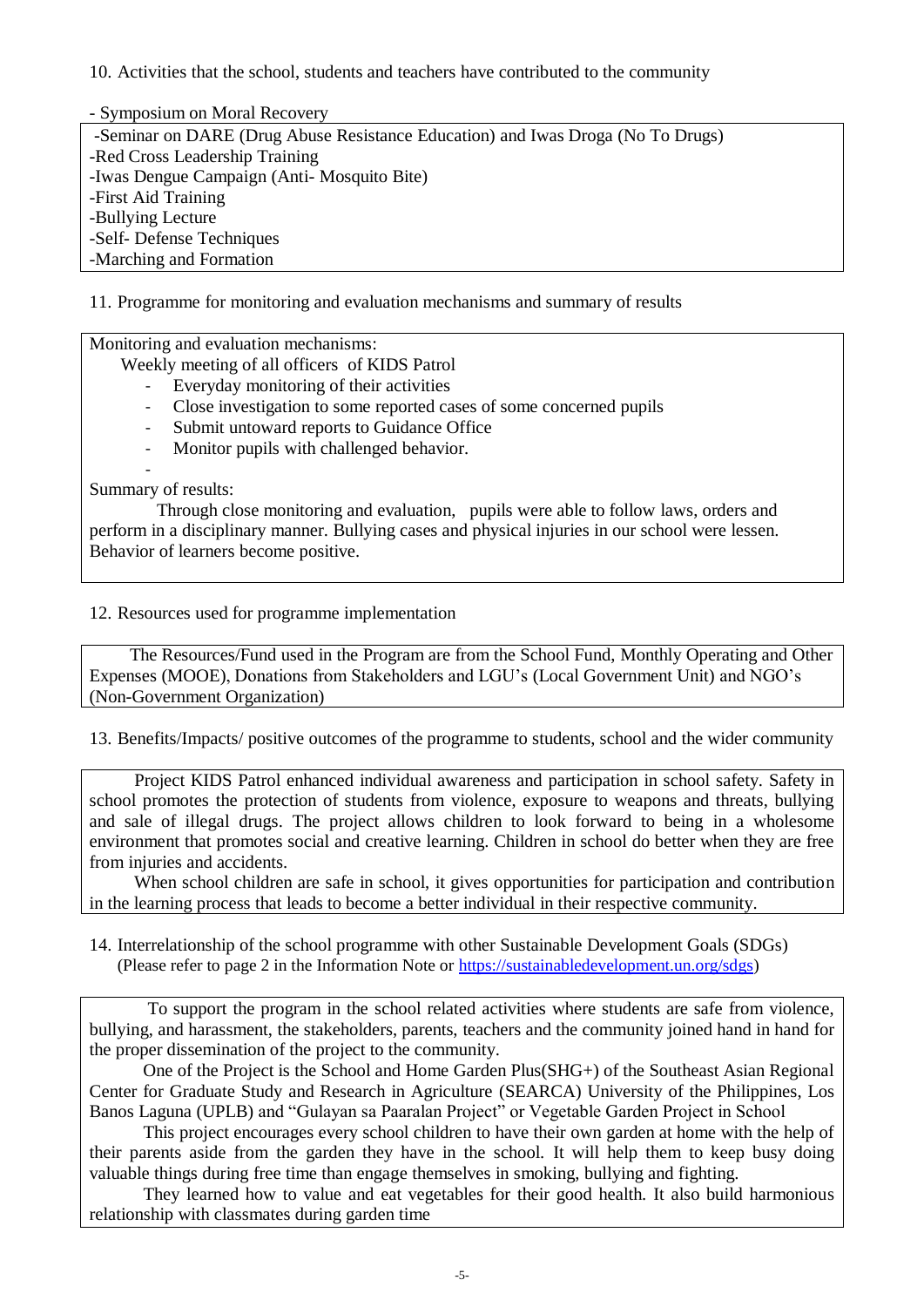10. Activities that the school, students and teachers have contributed to the community

- Symposium on Moral Recovery
- Seminar on DARE (Drug Abuse Resistance Education) and Iwas Droga (No To Drugs)
- Red Cross Leadership Training
- Iwas Dengue Campaign (Anti- Mosquito Bite)
- First Aid Training
- Bullying Lecture
- Self- Defense Techniques
- Marching and Formation

11. Programme for monitoring and evaluation mechanisms and summary of results

Monitoring and evaluation mechanisms:

Weekly meeting of all officers of KIDS Patrol

- Everyday monitoring of their activities
- Close investigation to some reported cases of some concerned pupils
- Submit untoward reports to Guidance Office
- Monitor pupils with challenged behavior.

Summary of results:

Through close monitoring and evaluation, pupils were able to follow laws, orders and perform in a disciplinary manner. Bullying cases and physical injuries in our school were lessen. Behavior of learners become positive.

12. Resources used for programme implementation

The Resources/Fund used in the Program are from the School Fund, Monthly Operating and Other Expenses (MOOE), Donations from Stakeholders and LGU's (Local Government Unit) and NGO's (Non-Government Organization)

13. Benefits/Impacts/ positive outcomes of the programme to students, school and the wider community

Project KIDS Patrol enhanced individual awareness and participation in school safety. Safety in school promotes the protection of students from violence, exposure to weapons and threats, bullying and sale of illegal drugs. The project allows children to look forward to being in a wholesome environment that promotes social and creative learning. Children in school do better when they are free from injuries and accidents.

When school children are safe in school, it gives opportunities for participation and contribution in the learning process that leads to become a better individual in their respective community.

14. Interrelationship of the school programme with other Sustainable Development Goals (SDGs) (Please refer to page 2 in the Information Note or https://sustainabledevelopment.un.org/sdgs)

To support the program in the school related activities where students are safe from violence, bullying, and harassment, the stakeholders, parents, teachers and the community joined hand in hand for the proper dissemination of the project to the community.

One of the Project is the School and Home Garden Plus(SHG+) of the Southeast Asian Regional Center for Graduate Study and Research in Agriculture (SEARCA) University of the Philippines, Los Banos Laguna (UPLB) and "Gulayan sa Paaralan Project" or Vegetable Garden Project in School

This project encourages every school children to have their own garden at home with the help of their parents aside from the garden they have in the school. It will help them to keep busy doing valuable things during free time than engage themselves in smoking, bullying and fighting.

They learned how to value and eat vegetables for their good health. It also build harmonious relationship with classmates during garden time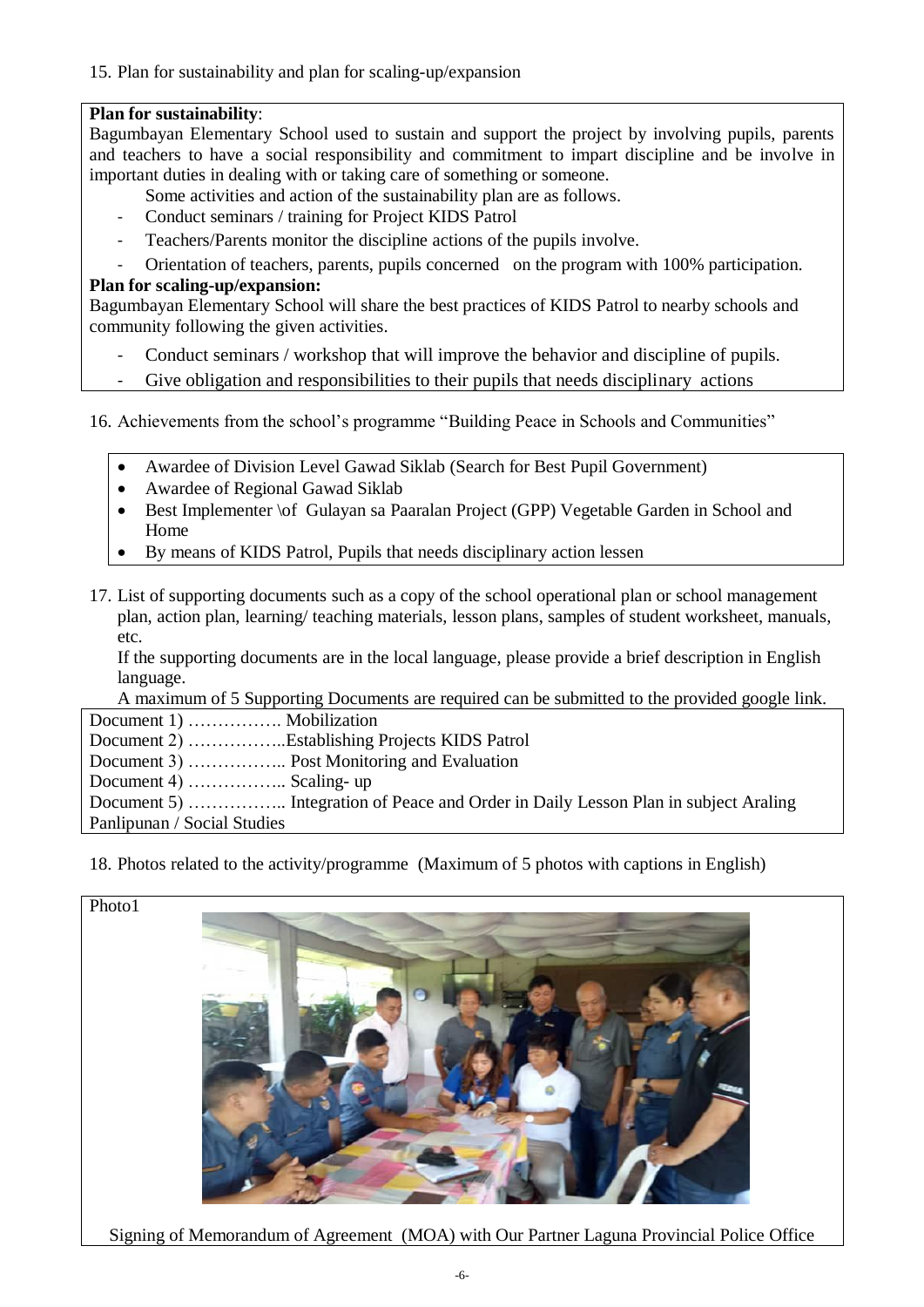15. Plan for sustainability and plan for scaling-up/expansion

**Plan for sustainability**:
Bagumbayan Elementary School used to sustain and support the project by involving pupils, parents and teachers to have a social responsibility and commitment to impart discipline and be involve in important duties in dealing with or taking care of something or someone.

Some activities and action of the sustainability plan are as follows.

- Conduct seminars / training for Project KIDS Patrol
- Teachers/Parents monitor the discipline actions of the pupils involve.
- Orientation of teachers, parents, pupils concerned on the program with 100% participation.

**Plan for scaling-up/expansion:**
Bagumbayan Elementary School will share the best practices of KIDS Patrol to nearby schools and community following the given activities.

- Conduct seminars / workshop that will improve the behavior and discipline of pupils.
- Give obligation and responsibilities to their pupils that needs disciplinary actions

16. Achievements from the school's programme "Building Peace in Schools and Communities"

- Awardee of Division Level Gawad Siklab (Search for Best Pupil Government)
- Awardee of Regional Gawad Siklab
- Best Implementer \of Gulayan sa Paaralan Project (GPP) Vegetable Garden in School and Home
- By means of KIDS Patrol, Pupils that needs disciplinary action lessen

17. List of supporting documents such as a copy of the school operational plan or school management plan, action plan, learning/ teaching materials, lesson plans, samples of student worksheet, manuals, etc.
If the supporting documents are in the local language, please provide a brief description in English language.
A maximum of 5 Supporting Documents are required can be submitted to the provided google link.

Document 1) ……………. Mobilization
Document 2) ……………..Establishing Projects KIDS Patrol
Document 3) …………….. Post Monitoring and Evaluation
Document 4) …………….. Scaling- up
Document 5) …………….. Integration of Peace and Order in Daily Lesson Plan in subject Araling Panlipunan / Social Studies

18. Photos related to the activity/programme (Maximum of 5 photos with captions in English)

Photo1

Signing of Memorandum of Agreement (MOA) with Our Partner Laguna Provincial Police Office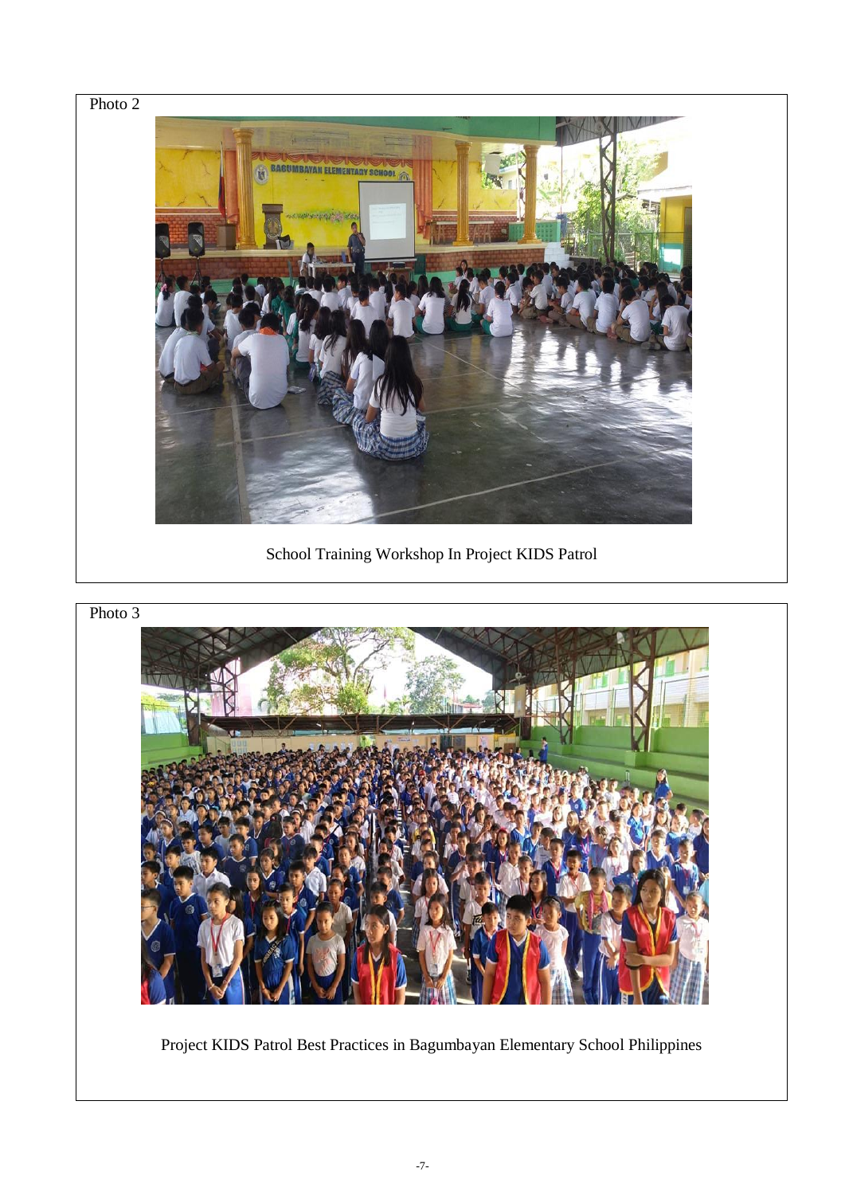Photo 2

School Training Workshop In Project KIDS Patrol

Photo 3

Project KIDS Patrol Best Practices in Bagumbayan Elementary School Philippines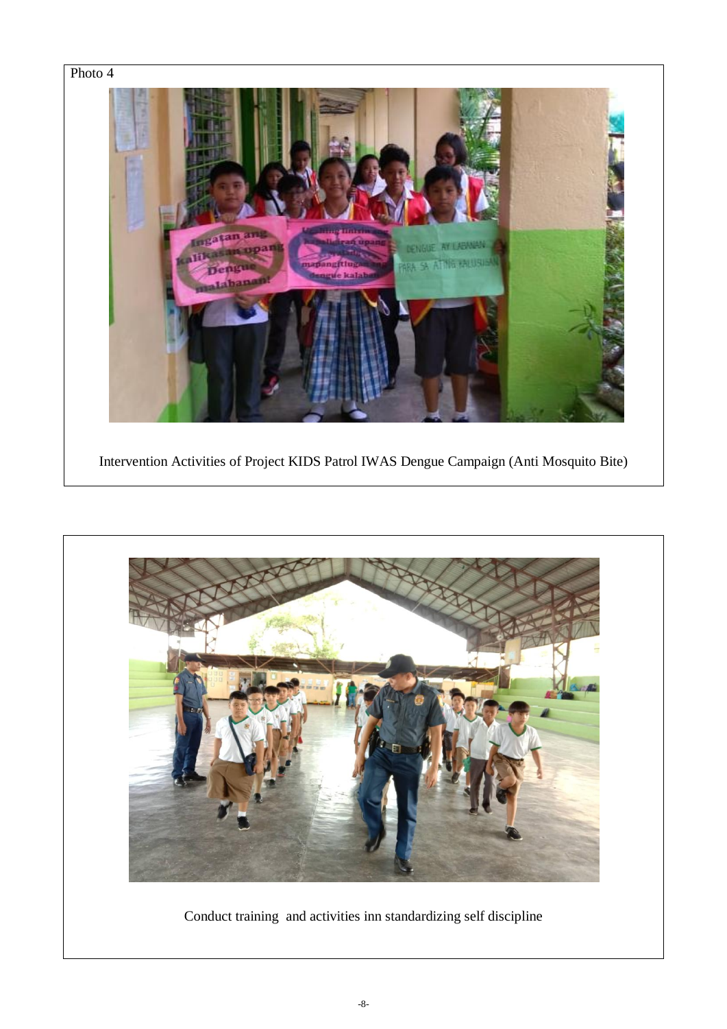Photo 4

Intervention Activities of Project KIDS Patrol IWAS Dengue Campaign (Anti Mosquito Bite)

Conduct training and activities inn standardizing self discipline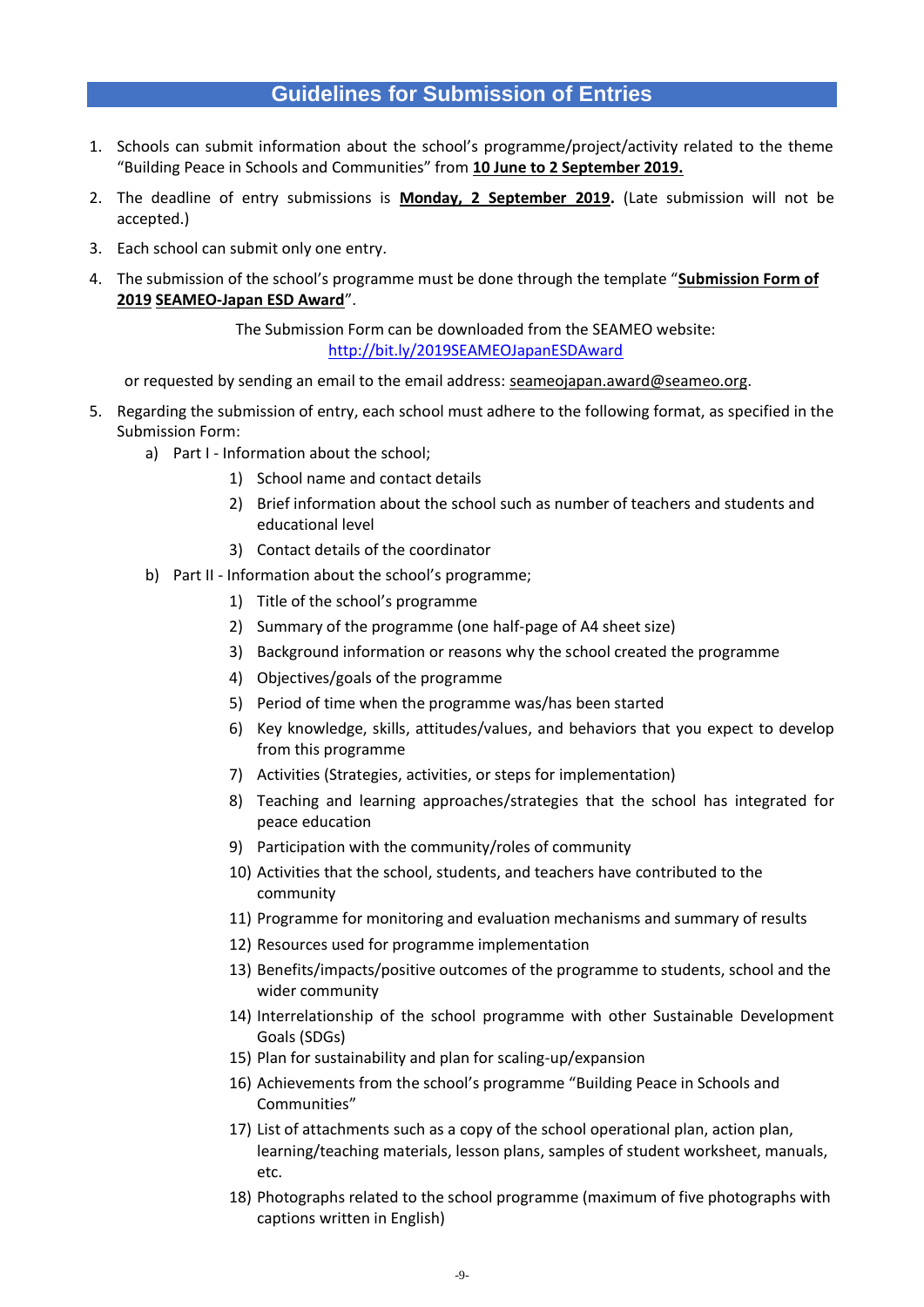## Guidelines for Submission of Entries

1. Schools can submit information about the school's programme/project/activity related to the theme "Building Peace in Schools and Communities" from **10 June to 2 September 2019.**
2. The deadline of entry submissions is **Monday, 2 September 2019.** (Late submission will not be accepted.)
3. Each school can submit only one entry.
4. The submission of the school's programme must be done through the template "**Submission Form of 2019 SEAMEO-Japan ESD Award**".

   The Submission Form can be downloaded from the SEAMEO website: http://bit.ly/2019SEAMEOJapanESDAward

   or requested by sending an email to the email address: seameojapan.award@seameo.org.

5. Regarding the submission of entry, each school must adhere to the following format, as specified in the Submission Form:
   a) Part I - Information about the school;
      1) School name and contact details
      2) Brief information about the school such as number of teachers and students and educational level
      3) Contact details of the coordinator

   b) Part II - Information about the school's programme;
      1) Title of the school's programme
      2) Summary of the programme (one half-page of A4 sheet size)
      3) Background information or reasons why the school created the programme
      4) Objectives/goals of the programme
      5) Period of time when the programme was/has been started
      6) Key knowledge, skills, attitudes/values, and behaviors that you expect to develop from this programme
      7) Activities (Strategies, activities, or steps for implementation)
      8) Teaching and learning approaches/strategies that the school has integrated for peace education
      9) Participation with the community/roles of community
      10) Activities that the school, students, and teachers have contributed to the community
      11) Programme for monitoring and evaluation mechanisms and summary of results
      12) Resources used for programme implementation
      13) Benefits/impacts/positive outcomes of the programme to students, school and the wider community
      14) Interrelationship of the school programme with other Sustainable Development Goals (SDGs)
      15) Plan for sustainability and plan for scaling-up/expansion
      16) Achievements from the school's programme "Building Peace in Schools and Communities"
      17) List of attachments such as a copy of the school operational plan, action plan, learning/teaching materials, lesson plans, samples of student worksheet, manuals, etc.
      18) Photographs related to the school programme (maximum of five photographs with captions written in English)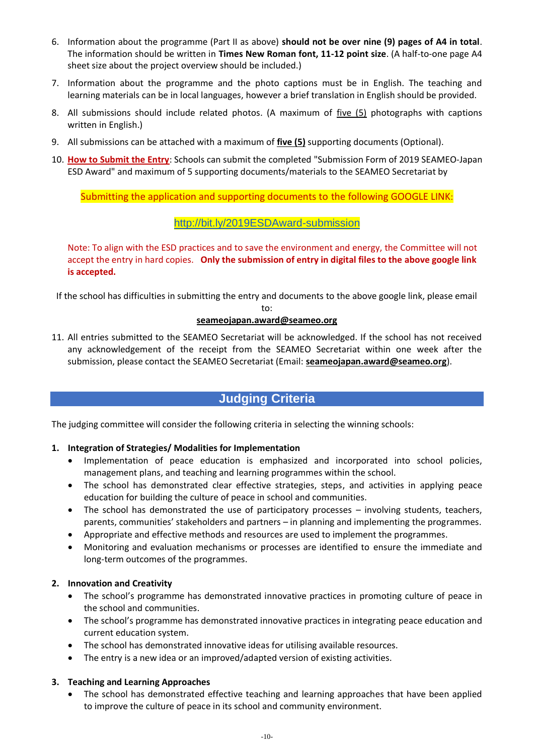6. Information about the programme (Part II as above) **should not be over nine (9) pages of A4 in total**. The information should be written in **Times New Roman font, 11-12 point size**. (A half-to-one page A4 sheet size about the project overview should be included.)

7. Information about the programme and the photo captions must be in English. The teaching and learning materials can be in local languages, however a brief translation in English should be provided.

8. All submissions should include related photos. (A maximum of five (5) photographs with captions written in English.)

9. All submissions can be attached with a maximum of **five (5)** supporting documents (Optional).

10. **How to Submit the Entry**: Schools can submit the completed "Submission Form of 2019 SEAMEO-Japan ESD Award" and maximum of 5 supporting documents/materials to the SEAMEO Secretariat by

    Submitting the application and supporting documents to the following GOOGLE LINK:

    http://bit.ly/2019ESDAward-submission

    Note: To align with the ESD practices and to save the environment and energy, the Committee will not accept the entry in hard copies. **Only the submission of entry in digital files to the above google link is accepted.**

    If the school has difficulties in submitting the entry and documents to the above google link, please email to:

    **seameojapan.award@seameo.org**

11. All entries submitted to the SEAMEO Secretariat will be acknowledged. If the school has not received any acknowledgement of the receipt from the SEAMEO Secretariat within one week after the submission, please contact the SEAMEO Secretariat (Email: **seameojapan.award@seameo.org**).

## Judging Criteria

The judging committee will consider the following criteria in selecting the winning schools:

1. **Integration of Strategies/ Modalities for Implementation**
   - Implementation of peace education is emphasized and incorporated into school policies, management plans, and teaching and learning programmes within the school.
   - The school has demonstrated clear effective strategies, steps, and activities in applying peace education for building the culture of peace in school and communities.
   - The school has demonstrated the use of participatory processes – involving students, teachers, parents, communities' stakeholders and partners – in planning and implementing the programmes.
   - Appropriate and effective methods and resources are used to implement the programmes.
   - Monitoring and evaluation mechanisms or processes are identified to ensure the immediate and long-term outcomes of the programmes.

2. **Innovation and Creativity**
   - The school's programme has demonstrated innovative practices in promoting culture of peace in the school and communities.
   - The school's programme has demonstrated innovative practices in integrating peace education and current education system.
   - The school has demonstrated innovative ideas for utilising available resources.
   - The entry is a new idea or an improved/adapted version of existing activities.

3. **Teaching and Learning Approaches**
   - The school has demonstrated effective teaching and learning approaches that have been applied to improve the culture of peace in its school and community environment.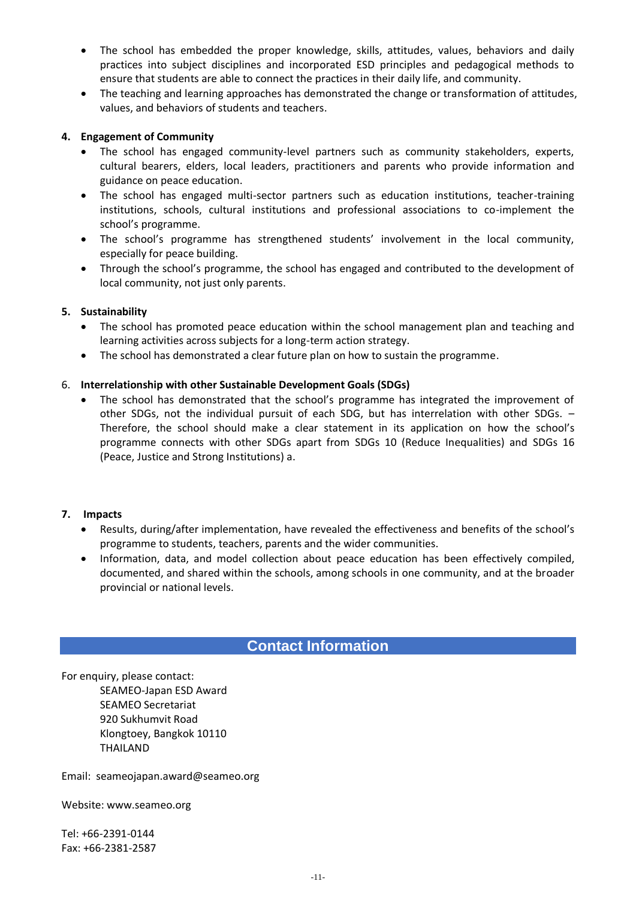- The school has embedded the proper knowledge, skills, attitudes, values, behaviors and daily practices into subject disciplines and incorporated ESD principles and pedagogical methods to ensure that students are able to connect the practices in their daily life, and community.
- The teaching and learning approaches has demonstrated the change or transformation of attitudes, values, and behaviors of students and teachers.

**4. Engagement of Community**

- The school has engaged community-level partners such as community stakeholders, experts, cultural bearers, elders, local leaders, practitioners and parents who provide information and guidance on peace education.
- The school has engaged multi-sector partners such as education institutions, teacher-training institutions, schools, cultural institutions and professional associations to co-implement the school's programme.
- The school's programme has strengthened students' involvement in the local community, especially for peace building.
- Through the school's programme, the school has engaged and contributed to the development of local community, not just only parents.

**5. Sustainability**

- The school has promoted peace education within the school management plan and teaching and learning activities across subjects for a long-term action strategy.
- The school has demonstrated a clear future plan on how to sustain the programme.

6. **Interrelationship with other Sustainable Development Goals (SDGs)**

- The school has demonstrated that the school's programme has integrated the improvement of other SDGs, not the individual pursuit of each SDG, but has interrelation with other SDGs. – Therefore, the school should make a clear statement in its application on how the school's programme connects with other SDGs apart from SDGs 10 (Reduce Inequalities) and SDGs 16 (Peace, Justice and Strong Institutions) a.

**7. Impacts**

- Results, during/after implementation, have revealed the effectiveness and benefits of the school's programme to students, teachers, parents and the wider communities.
- Information, data, and model collection about peace education has been effectively compiled, documented, and shared within the schools, among schools in one community, and at the broader provincial or national levels.

## Contact Information

For enquiry, please contact:

SEAMEO-Japan ESD Award
SEAMEO Secretariat
920 Sukhumvit Road
Klongtoey, Bangkok 10110
THAILAND

Email: seameojapan.award@seameo.org

Website: www.seameo.org

Tel: +66-2391-0144
Fax: +66-2381-2587